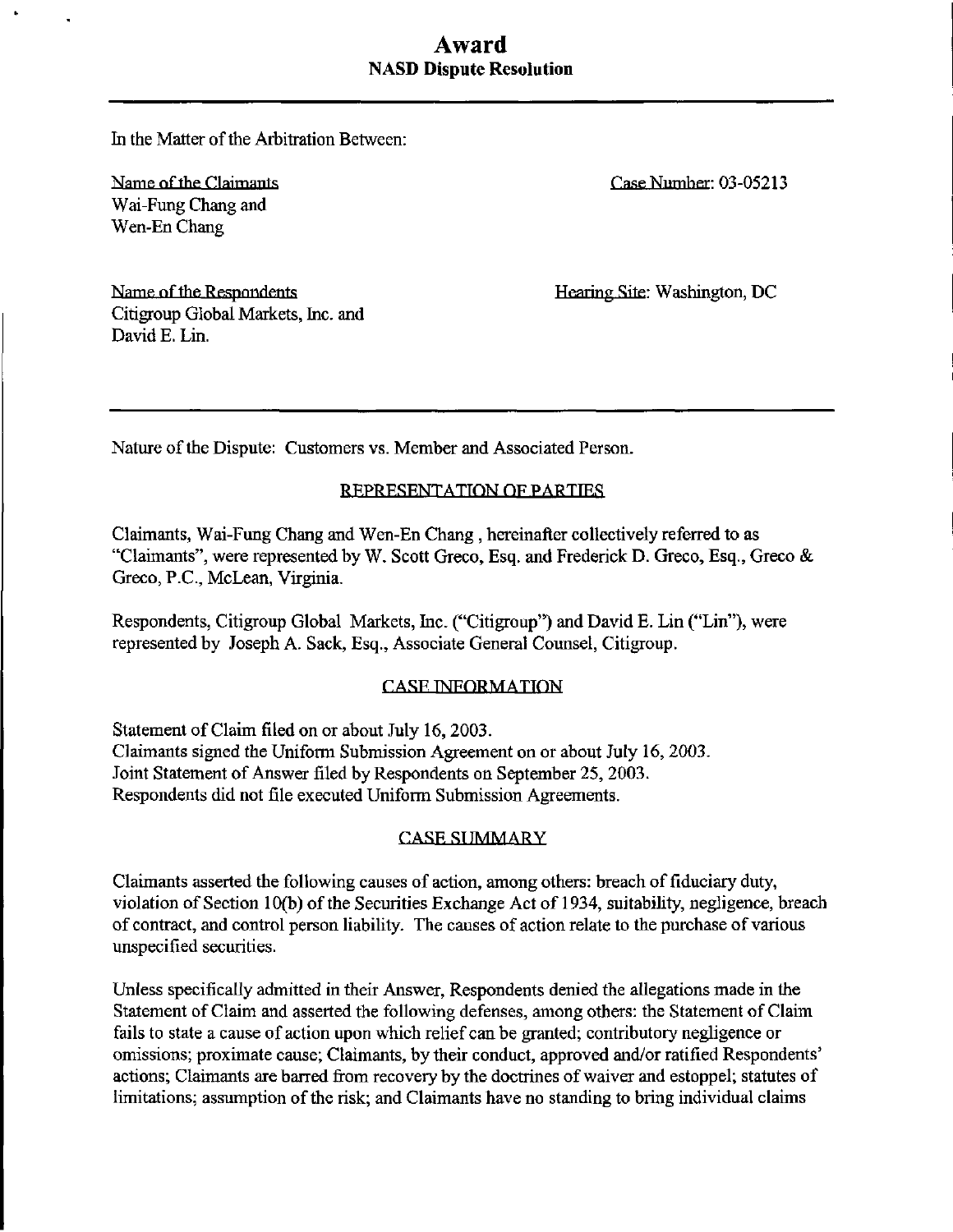# Award
## NASD Dispute Resolution

In the Matter of the Arbitration Between:

Name of the Claimants
Wai-Fung Chang and
Wen-En Chang

Case Number: 03-05213

Name of the Respondents
Citigroup Global Markets, Inc. and
David E. Lin.

Hearing Site: Washington, DC

---

Nature of the Dispute: Customers vs. Member and Associated Person.

### REPRESENTATION OF PARTIES

Claimants, Wai-Fung Chang and Wen-En Chang , hereinafter collectively referred to as "Claimants", were represented by W. Scott Greco, Esq. and Frederick D. Greco, Esq., Greco & Greco, P.C., McLean, Virginia.

Respondents, Citigroup Global Markets, Inc. ("Citigroup") and David E. Lin ("Lin"), were represented by Joseph A. Sack, Esq., Associate General Counsel, Citigroup.

### CASE INFORMATION

Statement of Claim filed on or about July 16, 2003.
Claimants signed the Uniform Submission Agreement on or about July 16, 2003.
Joint Statement of Answer filed by Respondents on September 25, 2003.
Respondents did not file executed Uniform Submission Agreements.

### CASE SUMMARY

Claimants asserted the following causes of action, among others: breach of fiduciary duty, violation of Section 10(b) of the Securities Exchange Act of 1934, suitability, negligence, breach of contract, and control person liability. The causes of action relate to the purchase of various unspecified securities.

Unless specifically admitted in their Answer, Respondents denied the allegations made in the Statement of Claim and asserted the following defenses, among others: the Statement of Claim fails to state a cause of action upon which relief can be granted; contributory negligence or omissions; proximate cause; Claimants, by their conduct, approved and/or ratified Respondents' actions; Claimants are barred from recovery by the doctrines of waiver and estoppel; statutes of limitations; assumption of the risk; and Claimants have no standing to bring individual claims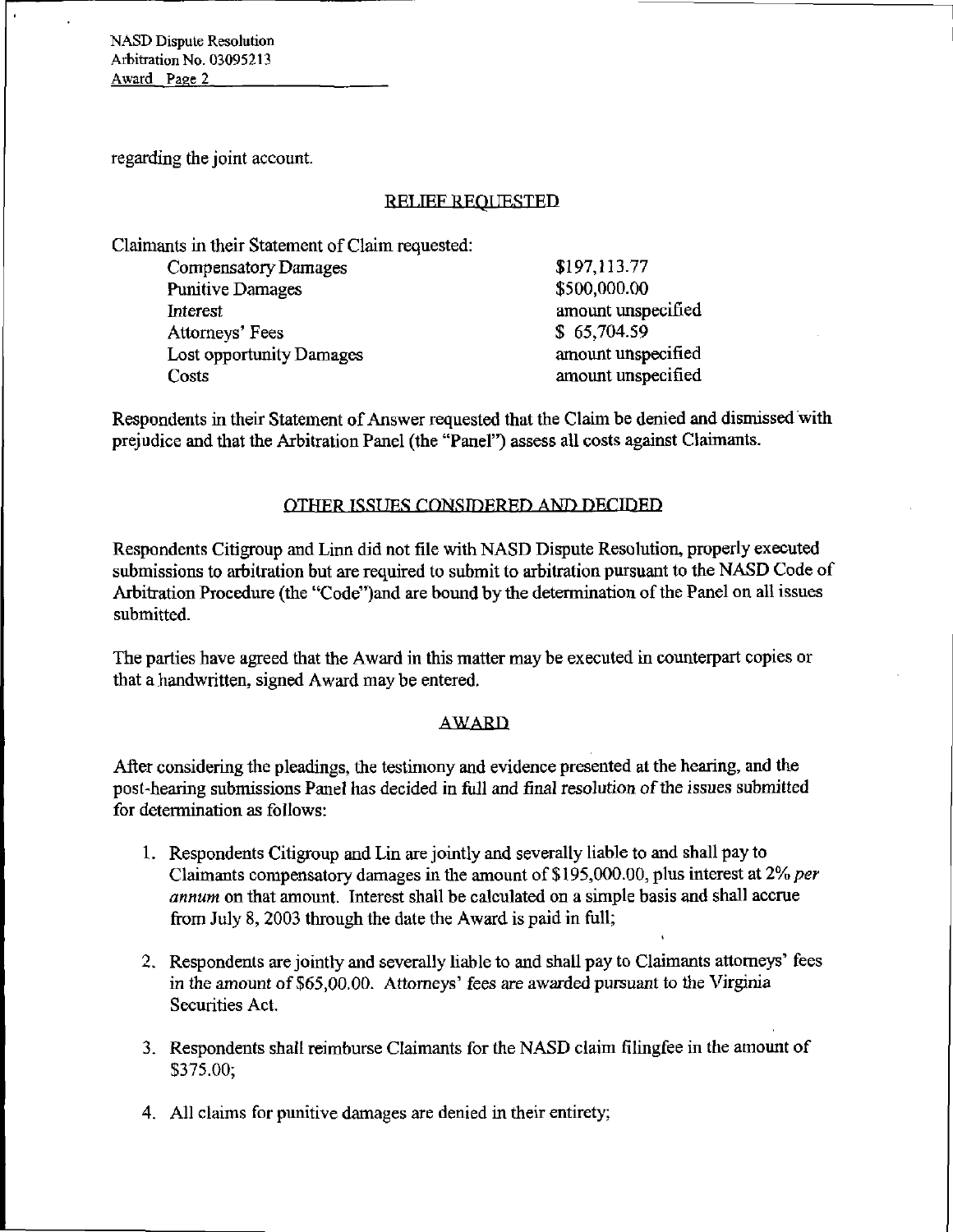regarding the joint account.

## RELIEF REQUESTED

Claimants in their Statement of Claim requested:

| | |
|---|---|
| Compensatory Damages | \$197,113.77 |
| Punitive Damages | \$500,000.00 |
| Interest | amount unspecified |
| Attorneys' Fees | \$ 65,704.59 |
| Lost opportunity Damages | amount unspecified |
| Costs | amount unspecified |

Respondents in their Statement of Answer requested that the Claim be denied and dismissed with prejudice and that the Arbitration Panel (the "Panel") assess all costs against Claimants.

## OTHER ISSUES CONSIDERED AND DECIDED

Respondents Citigroup and Linn did not file with NASD Dispute Resolution, properly executed submissions to arbitration but are required to submit to arbitration pursuant to the NASD Code of Arbitration Procedure (the "Code")and are bound by the determination of the Panel on all issues submitted.

The parties have agreed that the Award in this matter may be executed in counterpart copies or that a handwritten, signed Award may be entered.

## AWARD

After considering the pleadings, the testimony and evidence presented at the hearing, and the post-hearing submissions Panel has decided in full and final resolution of the issues submitted for determination as follows:

1. Respondents Citigroup and Lin are jointly and severally liable to and shall pay to Claimants compensatory damages in the amount of \$195,000.00, plus interest at 2% *per annum* on that amount. Interest shall be calculated on a simple basis and shall accrue from July 8, 2003 through the date the Award is paid in full;

2. Respondents are jointly and severally liable to and shall pay to Claimants attorneys' fees in the amount of \$65,00.00. Attorneys' fees are awarded pursuant to the Virginia Securities Act.

3. Respondents shall reimburse Claimants for the NASD claim filingfee in the amount of \$375.00;

4. All claims for punitive damages are denied in their entirety;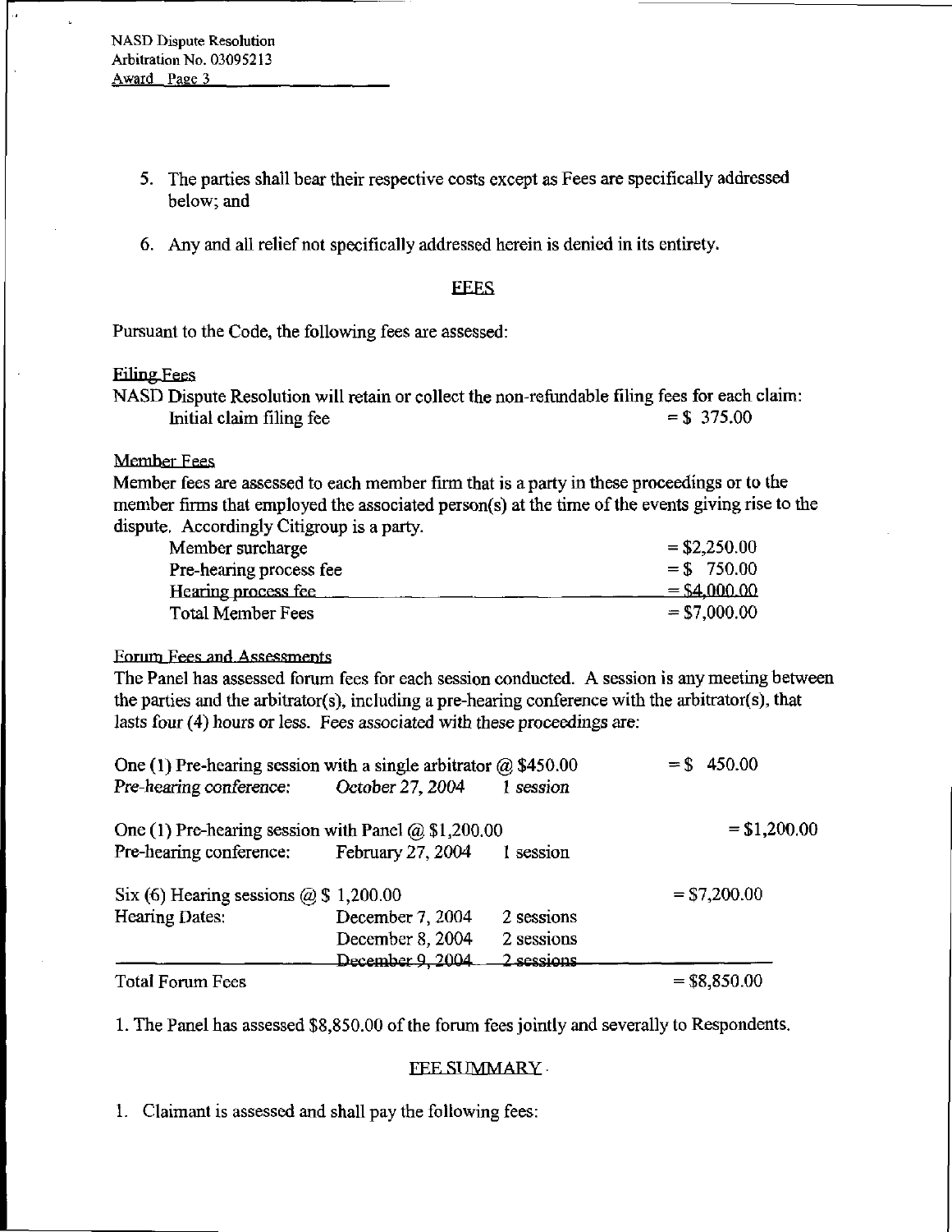5. The parties shall bear their respective costs except as Fees are specifically addressed below; and

6. Any and all relief not specifically addressed herein is denied in its entirety.

## FEES

Pursuant to the Code, the following fees are assessed:

### Filing Fees

NASD Dispute Resolution will retain or collect the non-refundable filing fees for each claim:

| | |
|---|---|
| Initial claim filing fee | = $ 375.00 |

### Member Fees

Member fees are assessed to each member firm that is a party in these proceedings or to the member firms that employed the associated person(s) at the time of the events giving rise to the dispute. Accordingly Citigroup is a party.

| | |
|---|---|
| Member surcharge | = $2,250.00 |
| Pre-hearing process fee | = $ 750.00 |
| Hearing process fee | = $4,000.00 |
| Total Member Fees | = $7,000.00 |

### Forum Fees and Assessments

The Panel has assessed forum fees for each session conducted. A session is any meeting between the parties and the arbitrator(s), including a pre-hearing conference with the arbitrator(s), that lasts four (4) hours or less. Fees associated with these proceedings are:

| | | | |
|---|---|---|---|
| One (1) Pre-hearing session with a single arbitrator @ $450.00 | | | = $ 450.00 |
| *Pre-hearing conference:* | *October 27, 2004* | *1 session* | |
| One (1) Pre-hearing session with Panel @ $1,200.00 | | | = $1,200.00 |
| Pre-hearing conference: | February 27, 2004 | 1 session | |
| Six (6) Hearing sessions @ $ 1,200.00 | | | = $7,200.00 |
| Hearing Dates: | December 7, 2004 | 2 sessions | |
| | December 8, 2004 | 2 sessions | |
| | December 9, 2004 | 2 sessions | |
| Total Forum Fees | | | = $8,850.00 |

1. The Panel has assessed $8,850.00 of the forum fees jointly and severally to Respondents.

## FEE SUMMARY

1. Claimant is assessed and shall pay the following fees: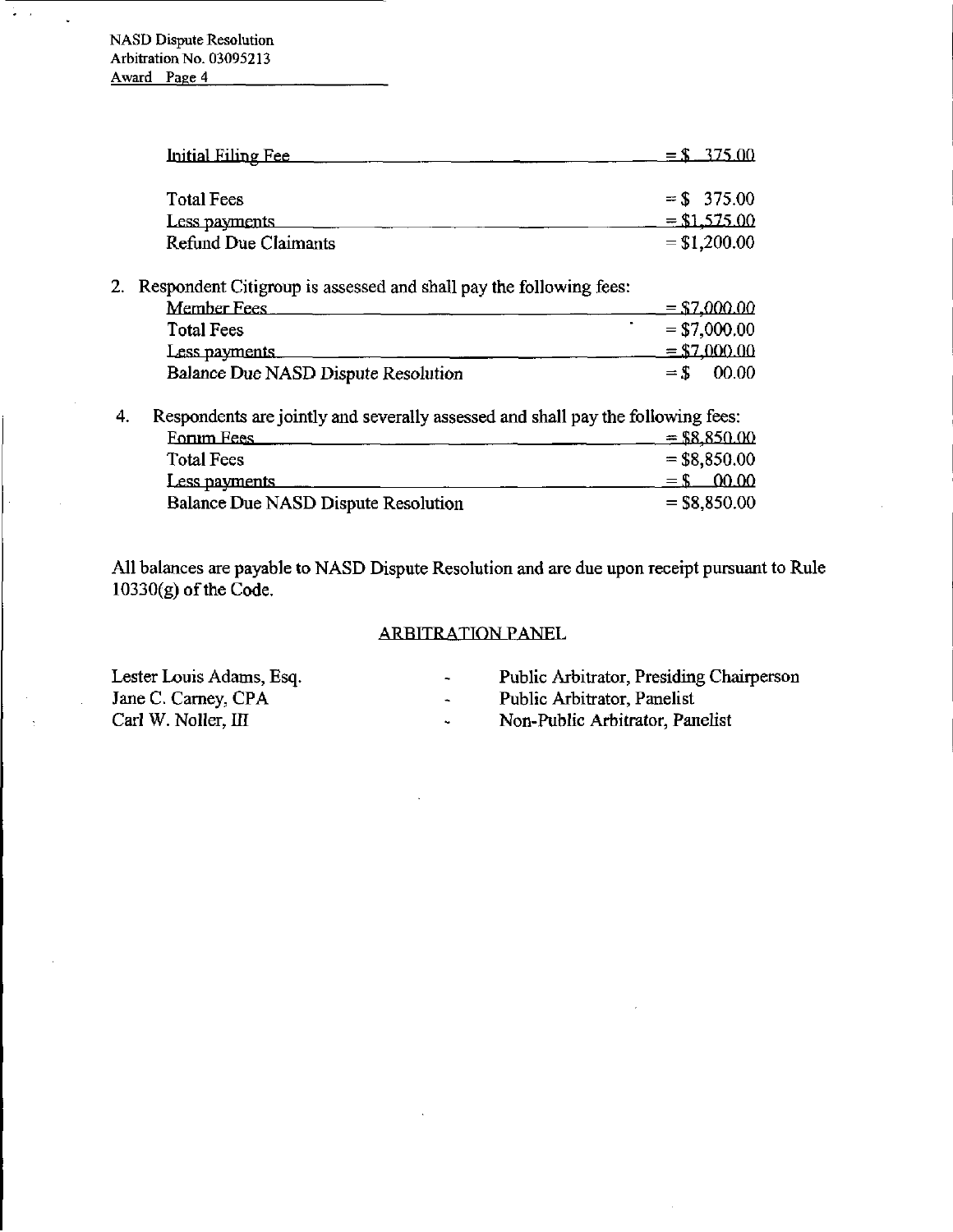| | |
|---|---|
| Initial Filing Fee | = \$ 375.00 |
| Total Fees | = \$ 375.00 |
| Less payments | = \$1,575.00 |
| Refund Due Claimants | = \$1,200.00 |

2. Respondent Citigroup is assessed and shall pay the following fees:

| | |
|---|---|
| Member Fees | = \$7,000.00 |
| Total Fees | = \$7,000.00 |
| Less payments | = \$7,000.00 |
| Balance Due NASD Dispute Resolution | = \$ 00.00 |

4. Respondents are jointly and severally assessed and shall pay the following fees:

| | |
|---|---|
| Forum Fees | = \$8,850.00 |
| Total Fees | = \$8,850.00 |
| Less payments | = \$ 00.00 |
| Balance Due NASD Dispute Resolution | = \$8,850.00 |

All balances are payable to NASD Dispute Resolution and are due upon receipt pursuant to Rule 10330(g) of the Code.

## ARBITRATION PANEL

| | | |
|---|---|---|
| Lester Louis Adams, Esq. | - | Public Arbitrator, Presiding Chairperson |
| Jane C. Carney, CPA | - | Public Arbitrator, Panelist |
| Carl W. Noller, III | - | Non-Public Arbitrator, Panelist |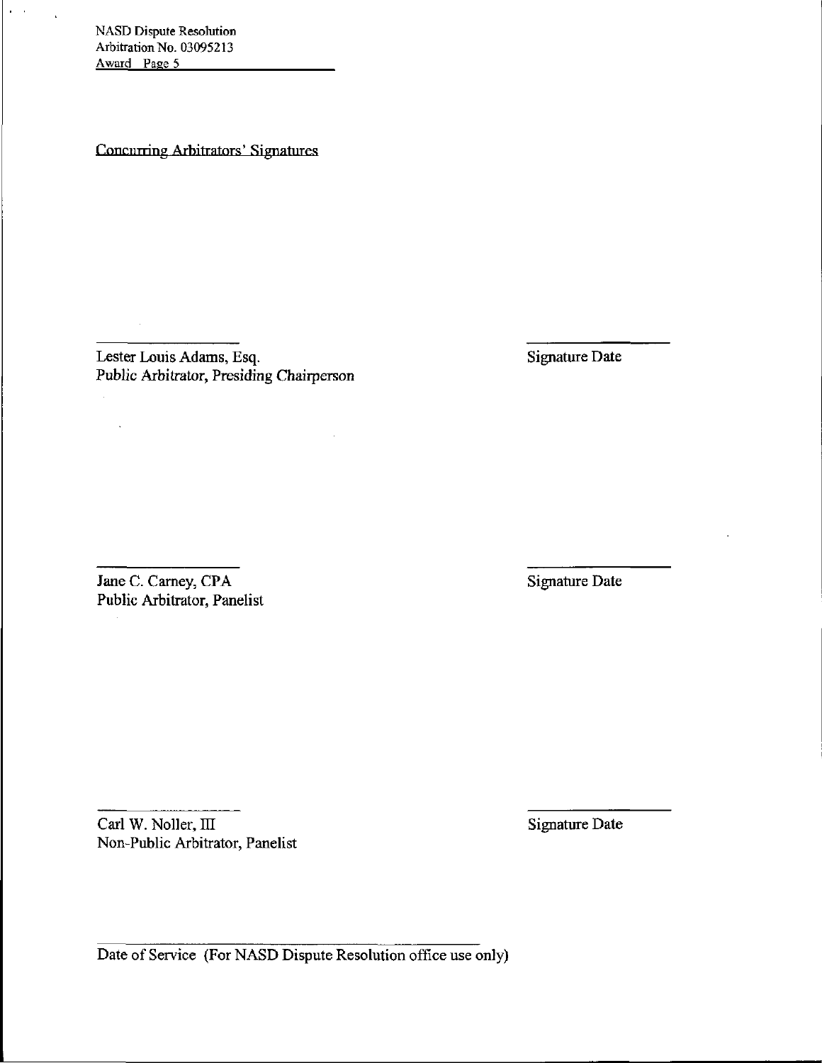Concurring Arbitrators' Signatures

_________________ _________________

Lester Louis Adams, Esq. Signature Date

Public Arbitrator, Presiding Chairperson

_________________ _________________

Jane C. Carney, CPA Signature Date

Public Arbitrator, Panelist

_________________ _________________

Carl W. Noller, III Signature Date

Non-Public Arbitrator, Panelist

_________________________________

Date of Service (For NASD Dispute Resolution office use only)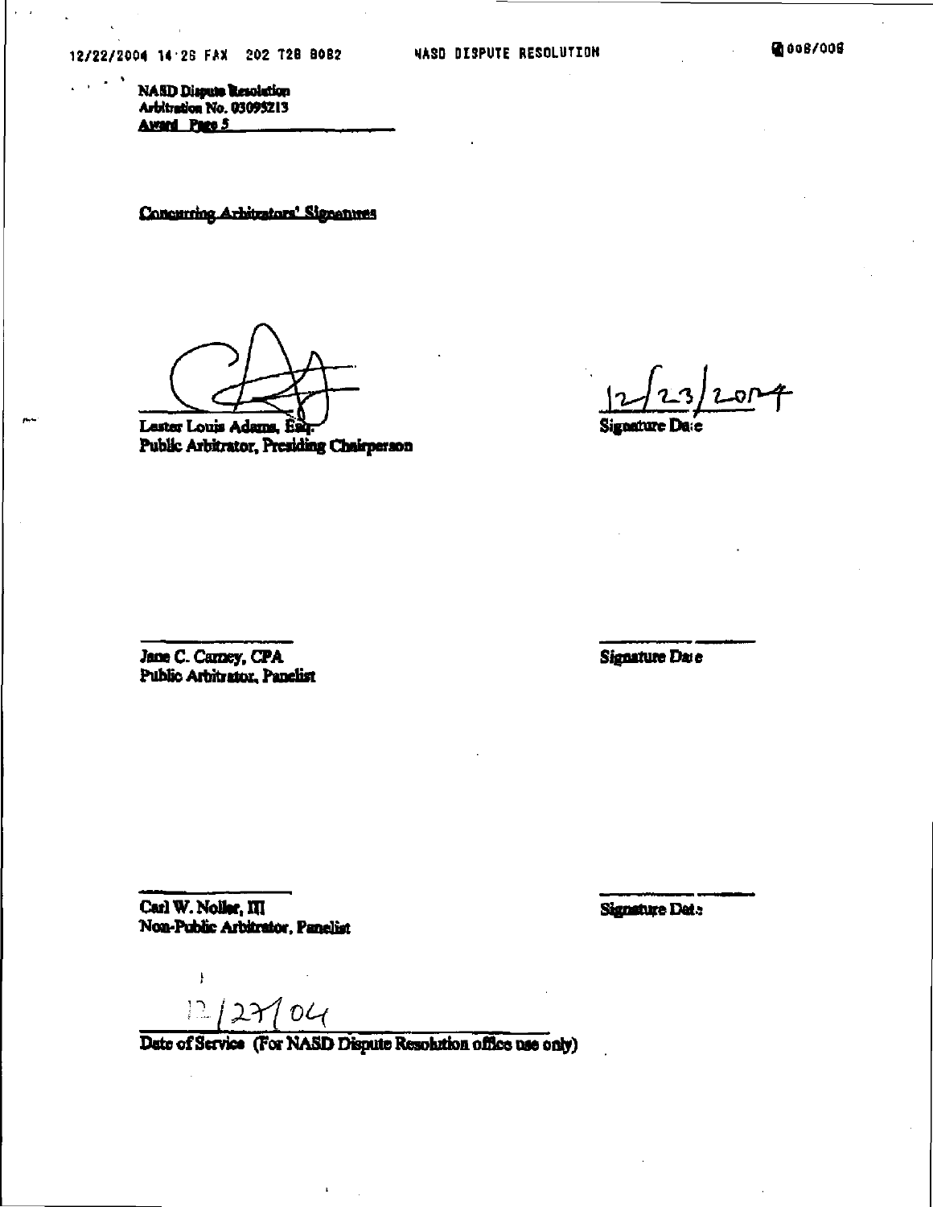NASD Dispute Resolution
Arbitration No. 03095213
Award Page 5

Concurring Arbitrators' Signatures

Lester Louis Adams, Esq.
Public Arbitrator, Presiding Chairperson

12/23/2004
Signature Date

Jane C. Carney, CPA
Public Arbitrator, Panelist

Signature Date

Carl W. Noller, III
Non-Public Arbitrator, Panelist

Signature Date

12/27/04
Date of Service (For NASD Dispute Resolution office use only)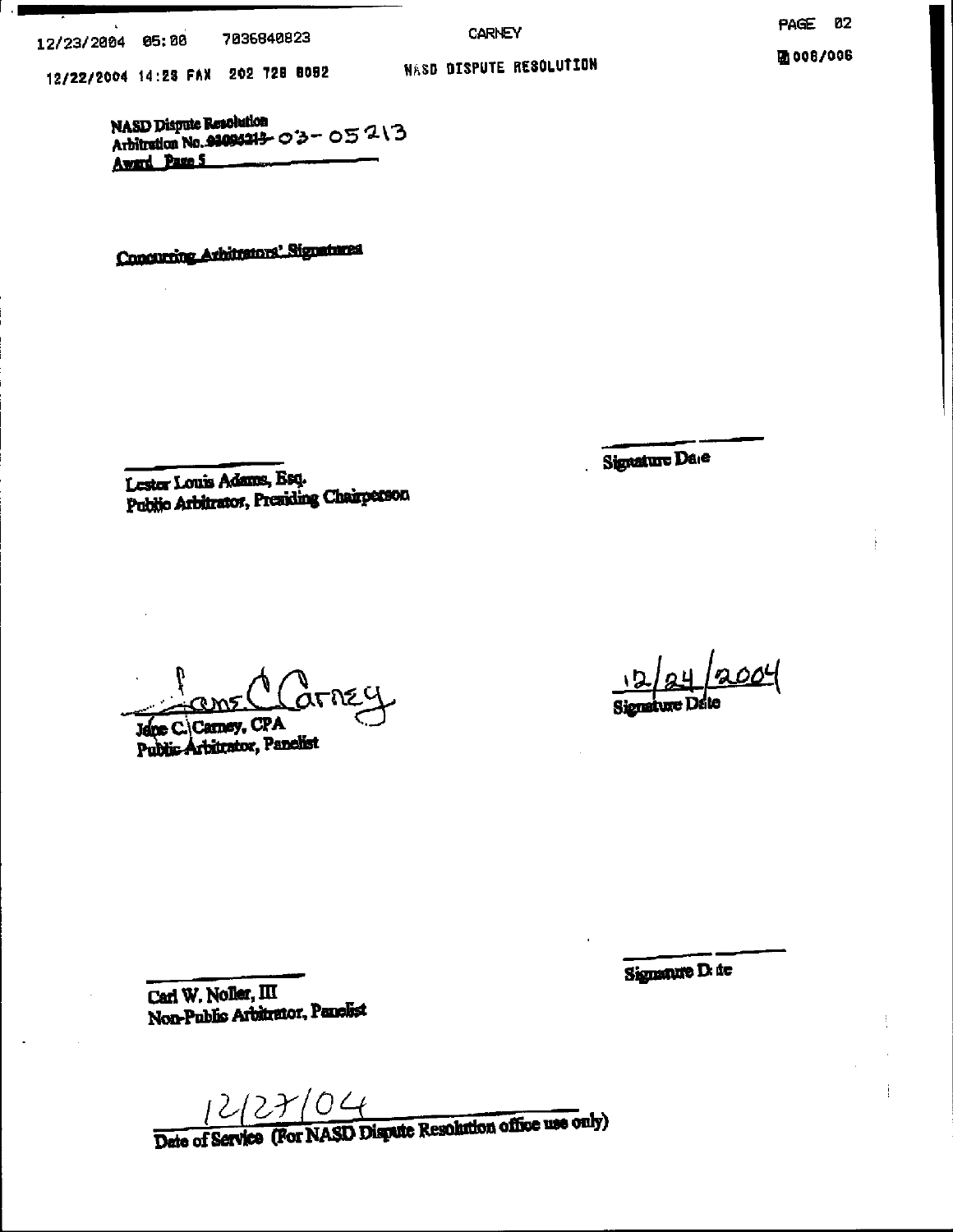NASD Dispute Resolution
Arbitration No. ~~03096213~~ 03-05213
Award Page 5

Concurring Arbitrators' Signatures

______________________
Lester Louis Adams, Esq.
Public Arbitrator, Presiding Chairperson

______________________
Signature Date

Jane C. Carney
______________________
Jane C. Carney, CPA
Public Arbitrator, Panelist

12/24/2004
______________________
Signature Date

______________________
Carl W. Noller, III
Non-Public Arbitrator, Panelist

______________________
Signature Date

12/27/04
______________________
Date of Service (For NASD Dispute Resolution office use only)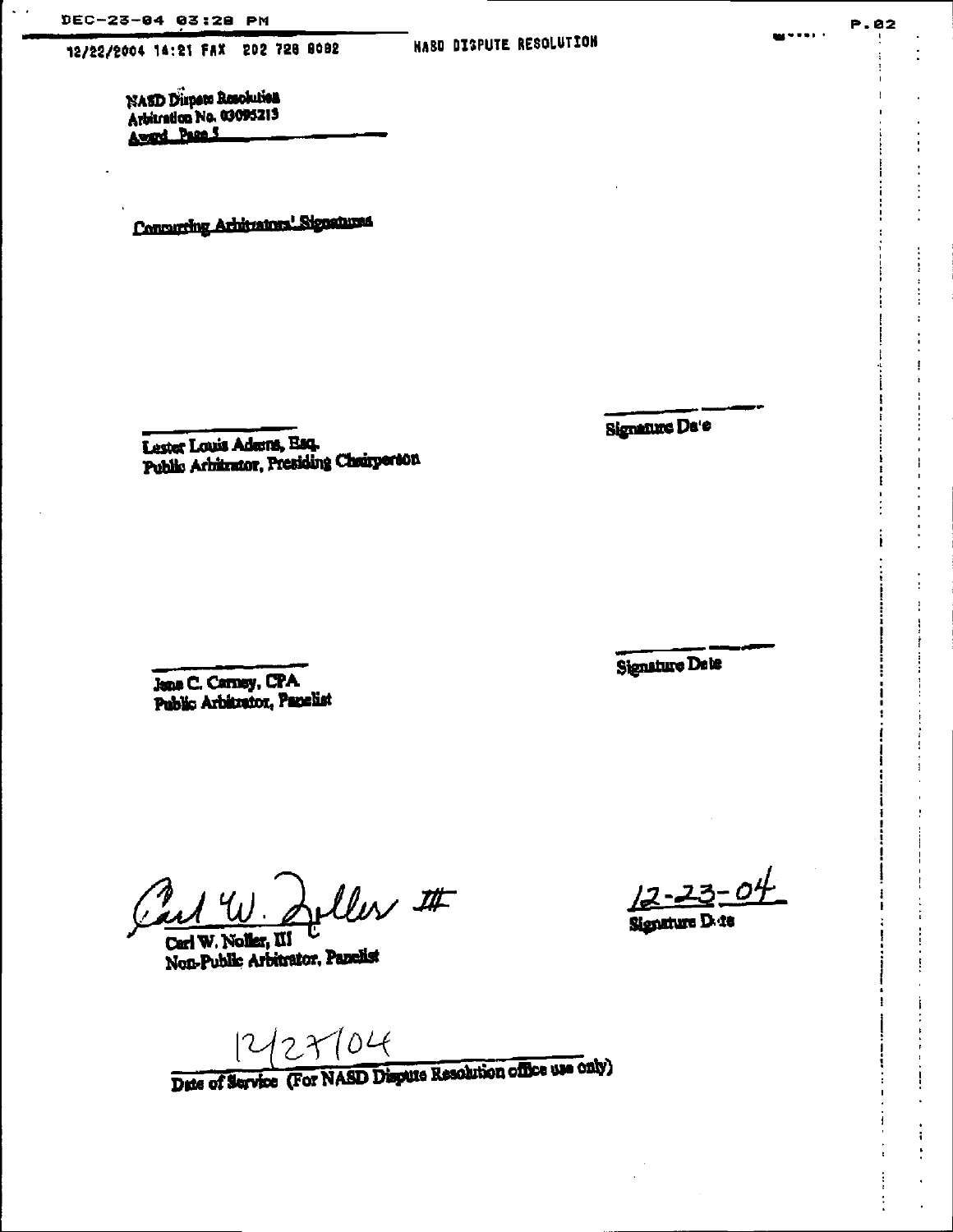NASD Dispute Resolution
Arbitration No. 03095213
Award Page 5

Concurring Arbitrators' Signatures

Lester Louis Adams, Esq.
Public Arbitrator, Presiding Chairperson

Signature Date

Jane C. Carney, CPA
Public Arbitrator, Panelist

Signature Date

Carl W. Noller III

Carl W. Noller, III
Non-Public Arbitrator, Panelist

12-23-04
Signature Date

12/27/04
Date of Service (For NASD Dispute Resolution office use only)